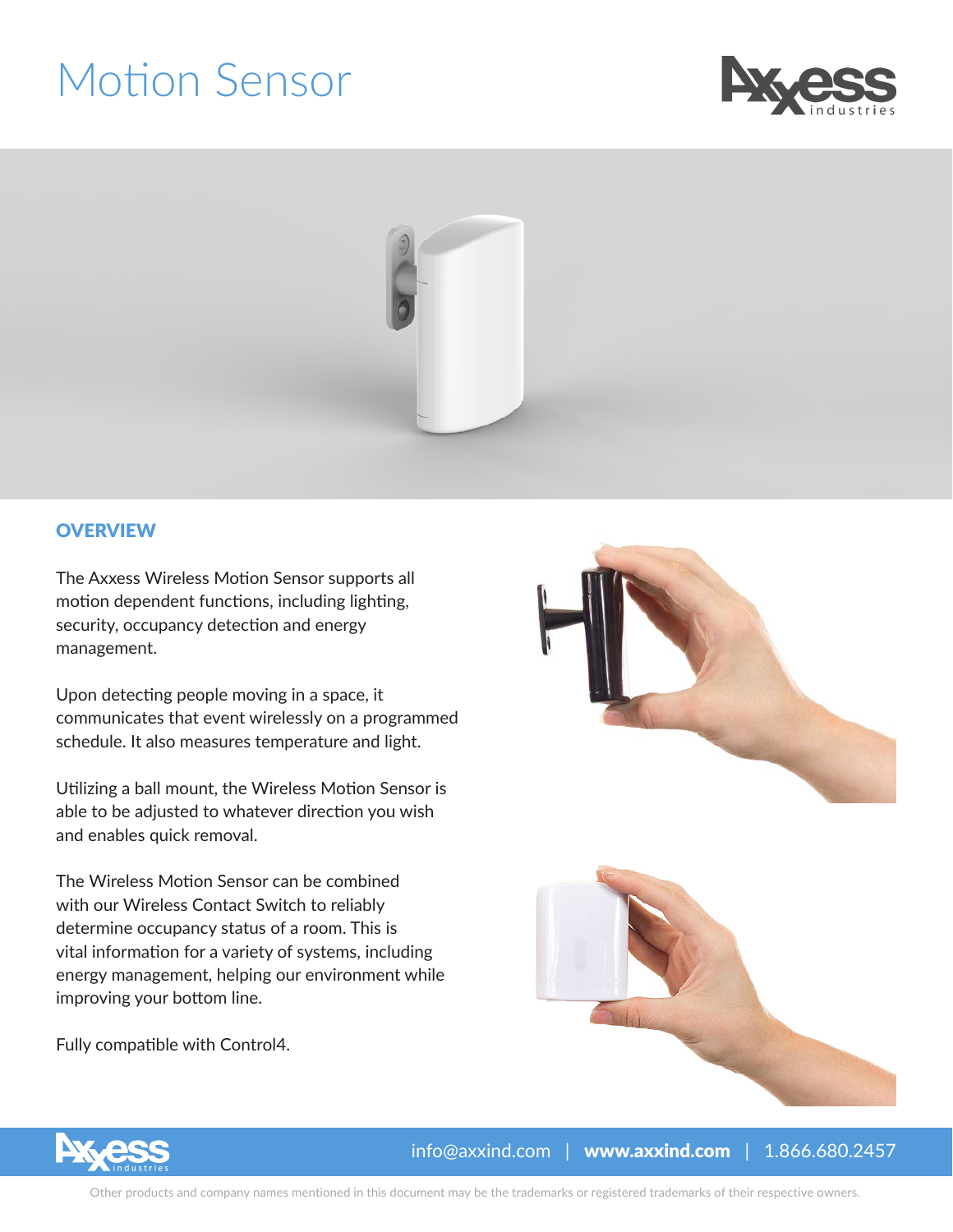# Motion Sensor

## OVERVIEW

The Axxess Wireless Motion Sensor supports all motion dependent functions, including lighting, security, occupancy detection and energy management.

Upon detecting people moving in a space, it communicates that event wirelessly on a programmed schedule. It also measures temperature and light.

Utilizing a ball mount, the Wireless Motion Sensor is able to be adjusted to whatever direction you wish and enables quick removal.

The Wireless Motion Sensor can be combined with our Wireless Contact Switch to reliably determine occupancy status of a room. This is vital information for a variety of systems, including energy management, helping our environment while improving your bottom line.

Fully compatible with Control4.

info@axxind.com | **www.axxind.com** | 1.866.680.2457

Other products and company names mentioned in this document may be the trademarks or registered trademarks of their respective owners.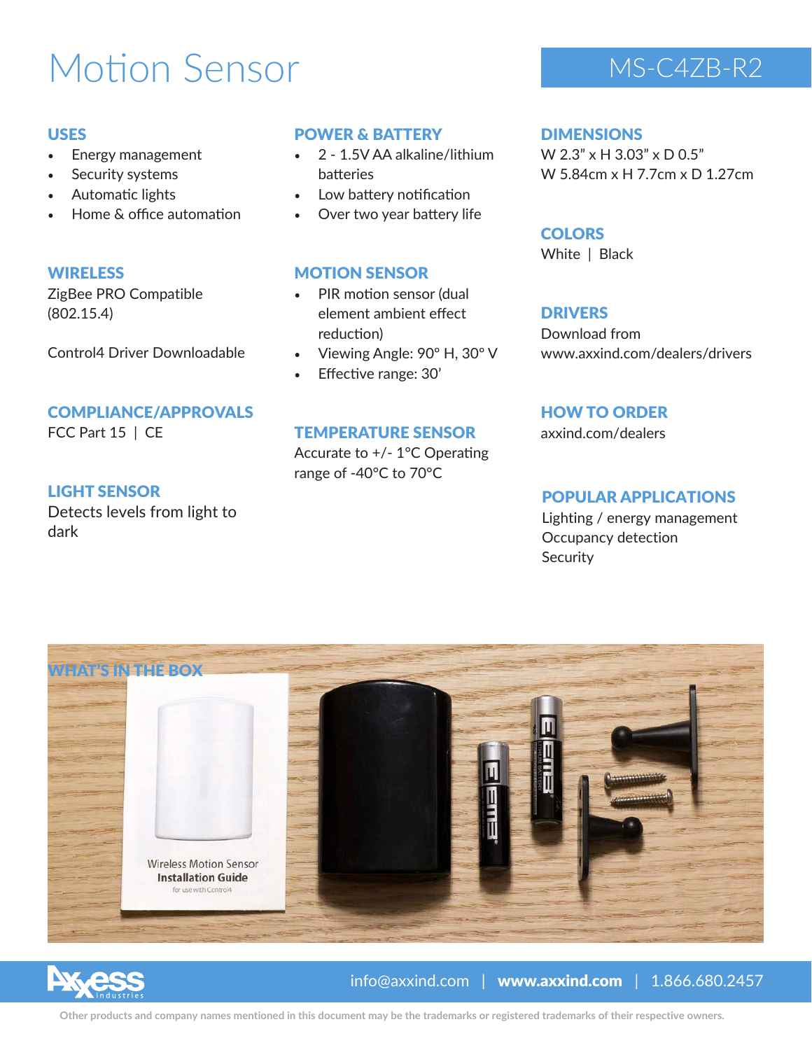# Motion Sensor

## MS-C4ZB-R2

### USES

- Energy management
- Security systems
- Automatic lights
- Home & office automation

### WIRELESS

ZigBee PRO Compatible (802.15.4)

Control4 Driver Downloadable

### COMPLIANCE/APPROVALS

FCC Part 15 | CE

### LIGHT SENSOR

Detects levels from light to dark

### POWER & BATTERY

- 2 - 1.5V AA alkaline/lithium batteries
- Low battery notification
- Over two year battery life

### MOTION SENSOR

- PIR motion sensor (dual element ambient effect reduction)
- Viewing Angle: 90° H, 30° V
- Effective range: 30'

### TEMPERATURE SENSOR

Accurate to +/- 1°C Operating range of -40°C to 70°C

### DIMENSIONS

W 2.3" x H 3.03" x D 0.5"
W 5.84cm x H 7.7cm x D 1.27cm

### COLORS

White | Black

### DRIVERS

Download from www.axxind.com/dealers/drivers

### HOW TO ORDER

axxind.com/dealers

### POPULAR APPLICATIONS

Lighting / energy management
Occupancy detection
Security

### WHAT'S IN THE BOX

Wireless Motion Sensor
**Installation Guide**
for use with Control4

info@axxind.com | **www.axxind.com** | 1.866.680.2457

Other products and company names mentioned in this document may be the trademarks or registered trademarks of their respective owners.